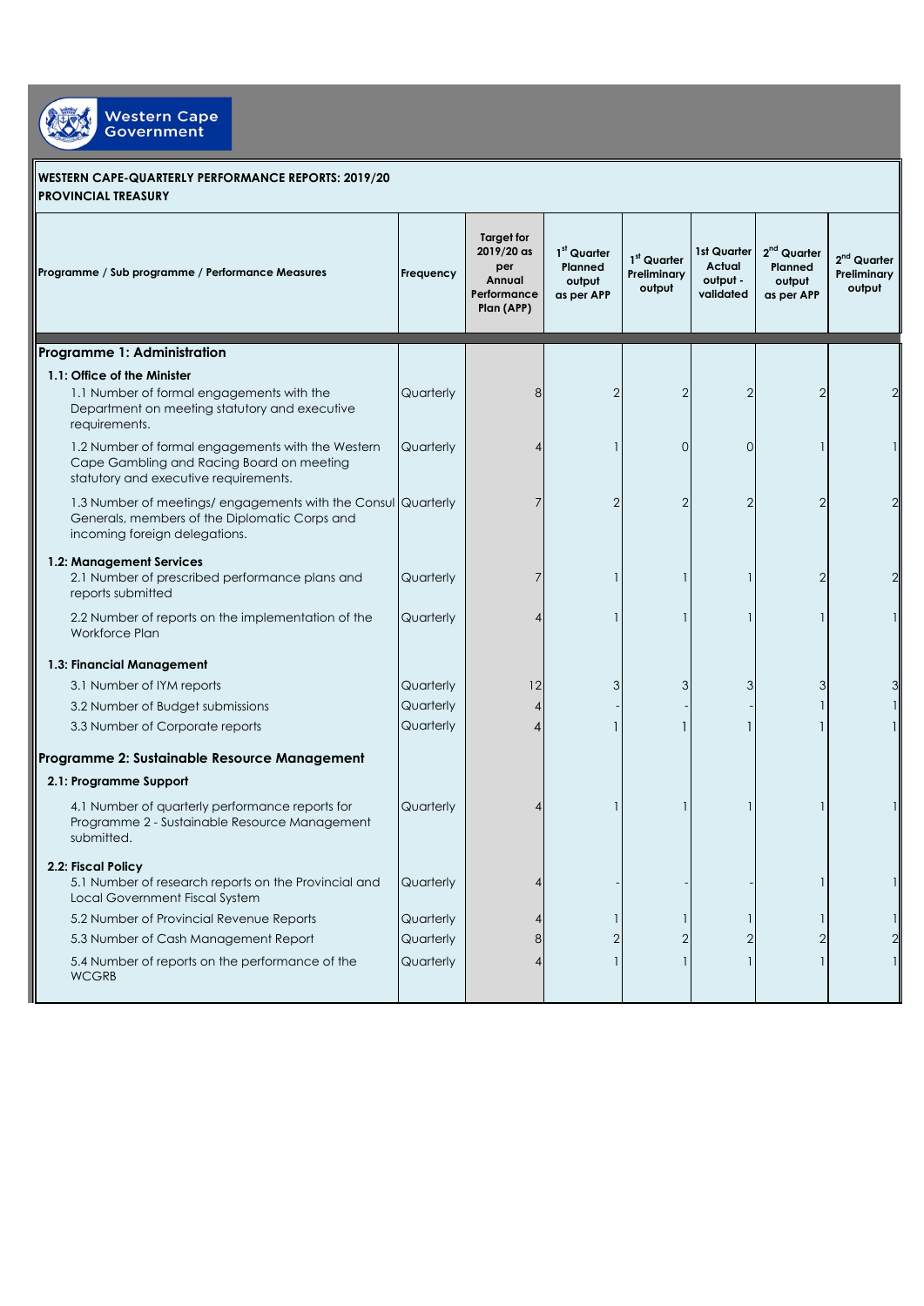Western Cape Government

**WESTERN CAPE-QUARTERLY PERFORMANCE REPORTS: 2019/20**
**PROVINCIAL TREASURY**

| Programme / Sub programme / Performance Measures | Frequency | Target for 2019/20 as per Annual Performance Plan (APP) | 1st Quarter Planned output as per APP | 1st Quarter Preliminary output | 1st Quarter Actual output - validated | 2nd Quarter Planned output as per APP | 2nd Quarter Preliminary output |
|---|---|---|---|---|---|---|---|
| **Programme 1: Administration** | | | | | | | |
| **1.1: Office of the Minister** | | | | | | | |
| 1.1 Number of formal engagements with the Department on meeting statutory and executive requirements. | Quarterly | 8 | 2 | 2 | 2 | 2 | 2 |
| 1.2 Number of formal engagements with the Western Cape Gambling and Racing Board on meeting statutory and executive requirements. | Quarterly | 4 | 1 | 0 | 0 | 1 | 1 |
| 1.3 Number of meetings/ engagements with the Consul Generals, members of the Diplomatic Corps and incoming foreign delegations. | Quarterly | 7 | 2 | 2 | 2 | 2 | 2 |
| **1.2: Management Services** | | | | | | | |
| 2.1 Number of prescribed performance plans and reports submitted | Quarterly | 7 | 1 | 1 | 1 | 2 | 2 |
| 2.2 Number of reports on the implementation of the Workforce Plan | Quarterly | 4 | 1 | 1 | 1 | 1 | 1 |
| **1.3: Financial Management** | | | | | | | |
| 3.1 Number of IYM reports | Quarterly | 12 | 3 | 3 | 3 | 3 | 3 |
| 3.2 Number of Budget submissions | Quarterly | 4 | - | - | - | 1 | 1 |
| 3.3 Number of Corporate reports | Quarterly | 4 | 1 | 1 | 1 | 1 | 1 |
| **Programme 2: Sustainable Resource Management** | | | | | | | |
| **2.1: Programme Support** | | | | | | | |
| 4.1 Number of quarterly performance reports for Programme 2 - Sustainable Resource Management submitted. | Quarterly | 4 | 1 | 1 | 1 | 1 | 1 |
| **2.2: Fiscal Policy** | | | | | | | |
| 5.1 Number of research reports on the Provincial and Local Government Fiscal System | Quarterly | 4 | - | - | - | 1 | 1 |
| 5.2 Number of Provincial Revenue Reports | Quarterly | 4 | 1 | 1 | 1 | 1 | 1 |
| 5.3 Number of Cash Management Report | Quarterly | 8 | 2 | 2 | 2 | 2 | 2 |
| 5.4 Number of reports on the performance of the WCGRB | Quarterly | 4 | 1 | 1 | 1 | 1 | 1 |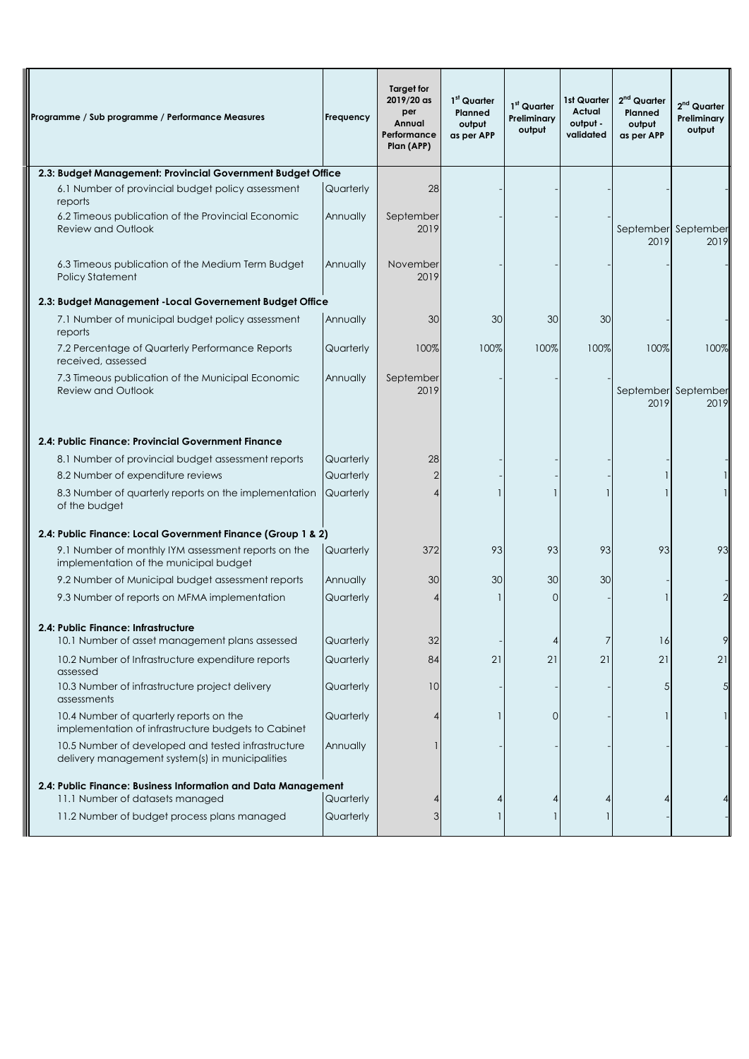| Programme / Sub programme / Performance Measures | Frequency | Target for 2019/20 as per Annual Performance Plan (APP) | 1st Quarter Planned output as per APP | 1st Quarter Preliminary output | 1st Quarter Actual output - validated | 2nd Quarter Planned output as per APP | 2nd Quarter Preliminary output |
|---|---|---|---|---|---|---|---|
| **2.3: Budget Management: Provincial Government Budget Office** | | | | | | | |
| 6.1 Number of provincial budget policy assessment reports | Quarterly | 28 | - | - | - | - | - |
| 6.2 Timeous publication of the Provincial Economic Review and Outlook | Annually | September 2019 | - | - | - | September 2019 | September 2019 |
| 6.3 Timeous publication of the Medium Term Budget Policy Statement | Annually | November 2019 | - | - | - | - | - |
| **2.3: Budget Management -Local Governement Budget Office** | | | | | | | |
| 7.1 Number of municipal budget policy assessment reports | Annually | 30 | 30 | 30 | 30 | - | - |
| 7.2 Percentage of Quarterly Performance Reports received, assessed | Quarterly | 100% | 100% | 100% | 100% | 100% | 100% |
| 7.3 Timeous publication of the Municipal Economic Review and Outlook | Annually | September 2019 | - | - | - | September 2019 | September 2019 |
| **2.4: Public Finance: Provincial Government Finance** | | | | | | | |
| 8.1 Number of provincial budget assessment reports | Quarterly | 28 | - | - | - | - | - |
| 8.2 Number of expenditure reviews | Quarterly | 2 | - | - | - | 1 | 1 |
| 8.3 Number of quarterly reports on the implementation of the budget | Quarterly | 4 | 1 | 1 | 1 | 1 | 1 |
| **2.4: Public Finance: Local Government Finance (Group 1 & 2)** | | | | | | | |
| 9.1 Number of monthly IYM assessment reports on the implementation of the municipal budget | Quarterly | 372 | 93 | 93 | 93 | 93 | 93 |
| 9.2 Number of Municipal budget assessment reports | Annually | 30 | 30 | 30 | 30 | - | - |
| 9.3 Number of reports on MFMA implementation | Quarterly | 4 | 1 | 0 | - | 1 | 2 |
| **2.4: Public Finance: Infrastructure** | | | | | | | |
| 10.1 Number of asset management plans assessed | Quarterly | 32 | - | 4 | 7 | 16 | 9 |
| 10.2 Number of Infrastructure expenditure reports assessed | Quarterly | 84 | 21 | 21 | 21 | 21 | 21 |
| 10.3 Number of infrastructure project delivery assessments | Quarterly | 10 | - | - | - | 5 | 5 |
| 10.4 Number of quarterly reports on the implementation of infrastructure budgets to Cabinet | Quarterly | 4 | 1 | 0 | - | 1 | 1 |
| 10.5 Number of developed and tested infrastructure delivery management system(s) in municipalities | Annually | 1 | - | - | - | - | - |
| **2.4: Public Finance: Business Information and Data Management** | | | | | | | |
| 11.1 Number of datasets managed | Quarterly | 4 | 4 | 4 | 4 | 4 | 4 |
| 11.2 Number of budget process plans managed | Quarterly | 3 | 1 | 1 | 1 | - | - |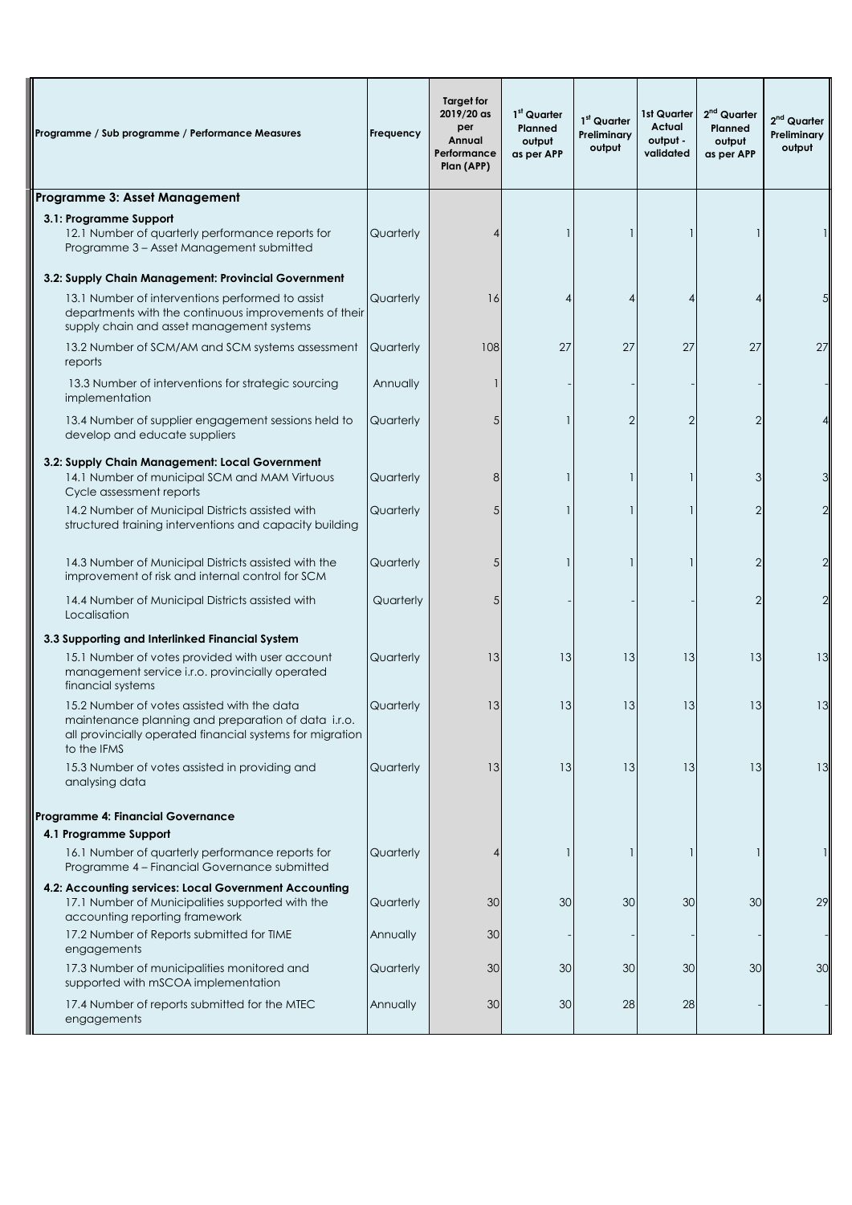| Programme / Sub programme / Performance Measures | Frequency | Target for 2019/20 as per Annual Performance Plan (APP) | 1st Quarter Planned output as per APP | 1st Quarter Preliminary output | 1st Quarter Actual output - validated | 2nd Quarter Planned output as per APP | 2nd Quarter Preliminary output |
|---|---|---|---|---|---|---|---|
| **Programme 3: Asset Management** | | | | | | | |
| **3.1: Programme Support** | | | | | | | |
| 12.1 Number of quarterly performance reports for Programme 3 – Asset Management submitted | Quarterly | 4 | 1 | 1 | 1 | 1 | 1 |
| **3.2: Supply Chain Management: Provincial Government** | | | | | | | |
| 13.1 Number of interventions performed to assist departments with the continuous improvements of their supply chain and asset management systems | Quarterly | 16 | 4 | 4 | 4 | 4 | 5 |
| 13.2 Number of SCM/AM and SCM systems assessment reports | Quarterly | 108 | 27 | 27 | 27 | 27 | 27 |
| 13.3 Number of interventions for strategic sourcing implementation | Annually | 1 | - | - | - | - | - |
| 13.4 Number of supplier engagement sessions held to develop and educate suppliers | Quarterly | 5 | 1 | 2 | 2 | 2 | 4 |
| **3.2: Supply Chain Management: Local Government** | | | | | | | |
| 14.1 Number of municipal SCM and MAM Virtuous Cycle assessment reports | Quarterly | 8 | 1 | 1 | 1 | 3 | 3 |
| 14.2 Number of Municipal Districts assisted with structured training interventions and capacity building | Quarterly | 5 | 1 | 1 | 1 | 2 | 2 |
| 14.3 Number of Municipal Districts assisted with the improvement of risk and internal control for SCM | Quarterly | 5 | 1 | 1 | 1 | 2 | 2 |
| 14.4 Number of Municipal Districts assisted with Localisation | Quarterly | 5 | - | - | - | 2 | 2 |
| **3.3 Supporting and Interlinked Financial System** | | | | | | | |
| 15.1 Number of votes provided with user account management service i.r.o. provincially operated financial systems | Quarterly | 13 | 13 | 13 | 13 | 13 | 13 |
| 15.2 Number of votes assisted with the data maintenance planning and preparation of data i.r.o. all provincially operated financial systems for migration to the IFMS | Quarterly | 13 | 13 | 13 | 13 | 13 | 13 |
| 15.3 Number of votes assisted in providing and analysing data | Quarterly | 13 | 13 | 13 | 13 | 13 | 13 |
| **Programme 4: Financial Governance** | | | | | | | |
| **4.1 Programme Support** | | | | | | | |
| 16.1 Number of quarterly performance reports for Programme 4 – Financial Governance submitted | Quarterly | 4 | 1 | 1 | 1 | 1 | 1 |
| **4.2: Accounting services: Local Government Accounting** | | | | | | | |
| 17.1 Number of Municipalities supported with the accounting reporting framework | Quarterly | 30 | 30 | 30 | 30 | 30 | 29 |
| 17.2 Number of Reports submitted for TIME engagements | Annually | 30 | - | - | - | - | - |
| 17.3 Number of municipalities monitored and supported with mSCOA implementation | Quarterly | 30 | 30 | 30 | 30 | 30 | 30 |
| 17.4 Number of reports submitted for the MTEC engagements | Annually | 30 | 30 | 28 | 28 | - | - |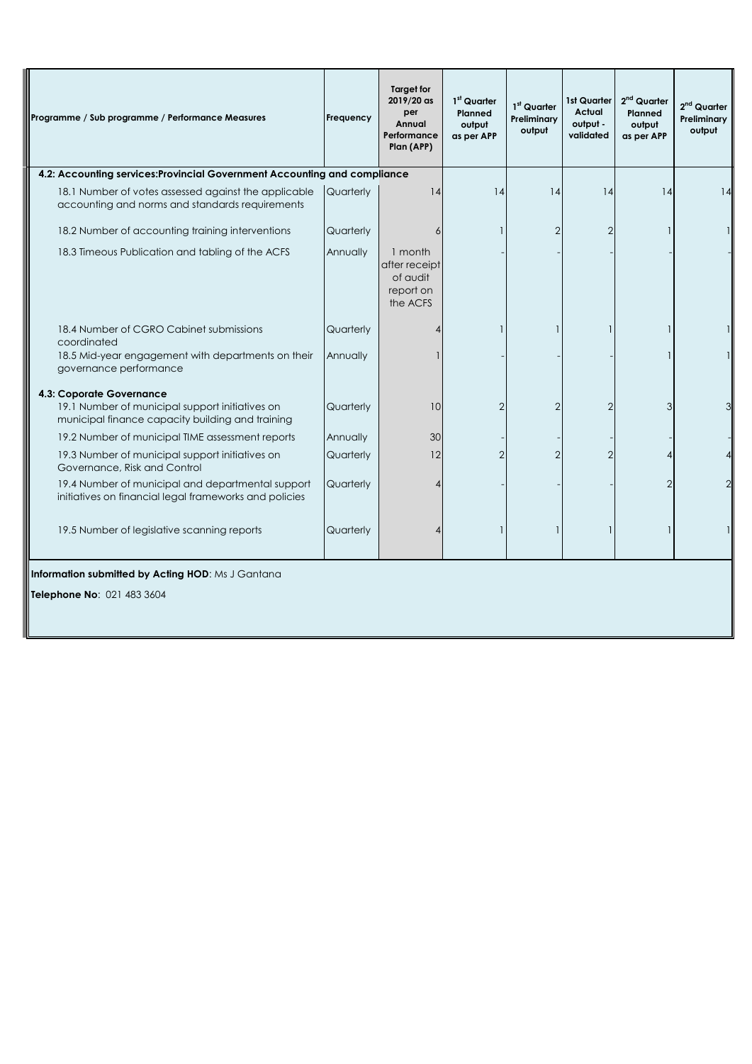| Programme / Sub programme / Performance Measures | Frequency | Target for 2019/20 as per Annual Performance Plan (APP) | 1st Quarter Planned output as per APP | 1st Quarter Preliminary output | 1st Quarter Actual output - validated | 2nd Quarter Planned output as per APP | 2nd Quarter Preliminary output |
|---|---|---|---|---|---|---|---|
| **4.2: Accounting services:Provincial Government Accounting and compliance** | | | | | | | |
| 18.1 Number of votes assessed against the applicable accounting and norms and standards requirements | Quarterly | 14 | 14 | 14 | 14 | 14 | 14 |
| 18.2 Number of accounting training interventions | Quarterly | 6 | 1 | 2 | 2 | 1 | 1 |
| 18.3 Timeous Publication and tabling of the ACFS | Annually | 1 month after receipt of audit report on the ACFS | - | - | - | - | - |
| 18.4 Number of CGRO Cabinet submissions coordinated | Quarterly | 4 | 1 | 1 | 1 | 1 | 1 |
| 18.5 Mid-year engagement with departments on their governance performance | Annually | 1 | - | - | - | 1 | 1 |
| **4.3: Coporate Governance** | | | | | | | |
| 19.1 Number of municipal support initiatives on municipal finance capacity building and training | Quarterly | 10 | 2 | 2 | 2 | 3 | 3 |
| 19.2 Number of municipal TIME assessment reports | Annually | 30 | - | - | - | - | - |
| 19.3 Number of municipal support initiatives on Governance, Risk and Control | Quarterly | 12 | 2 | 2 | 2 | 4 | 4 |
| 19.4 Number of municipal and departmental support initiatives on financial legal frameworks and policies | Quarterly | 4 | - | - | - | 2 | 2 |
| 19.5 Number of legislative scanning reports | Quarterly | 4 | 1 | 1 | 1 | 1 | 1 |

**Information submitted by Acting HOD**: Ms J Gantana

**Telephone No**: 021 483 3604